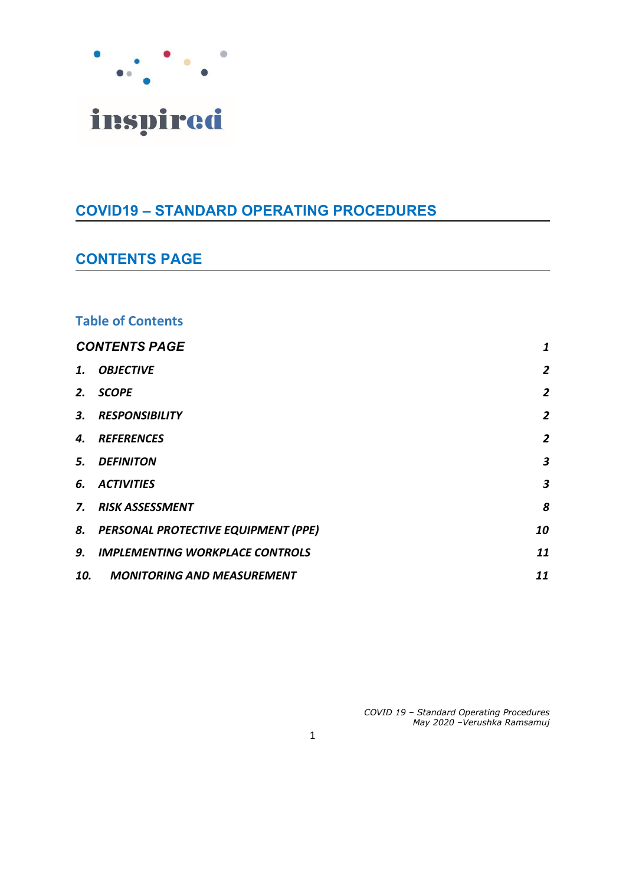inspired

# COVID19 – STANDARD OPERATING PROCEDURES

## CONTENTS PAGE

### Table of Contents

| | |
|---|---|
| ***CONTENTS PAGE*** | ***1*** |
| ***1. OBJECTIVE*** | ***2*** |
| ***2. SCOPE*** | ***2*** |
| ***3. RESPONSIBILITY*** | ***2*** |
| ***4. REFERENCES*** | ***2*** |
| ***5. DEFINITON*** | ***3*** |
| ***6. ACTIVITIES*** | ***3*** |
| ***7. RISK ASSESSMENT*** | ***8*** |
| ***8. PERSONAL PROTECTIVE EQUIPMENT (PPE)*** | ***10*** |
| ***9. IMPLEMENTING WORKPLACE CONTROLS*** | ***11*** |
| ***10. MONITORING AND MEASUREMENT*** | ***11*** |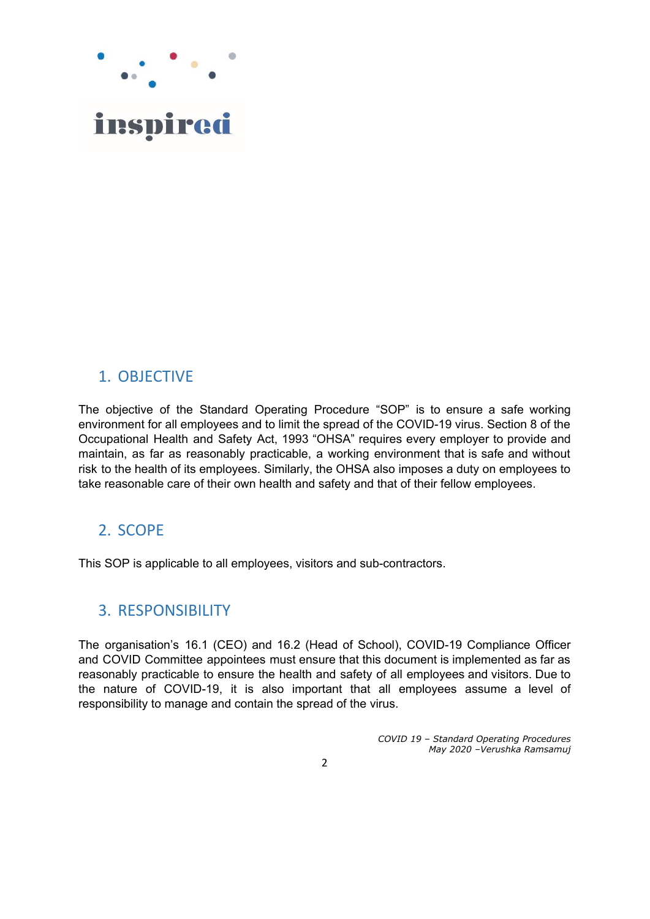inspired

## 1. OBJECTIVE

The objective of the Standard Operating Procedure "SOP" is to ensure a safe working environment for all employees and to limit the spread of the COVID-19 virus. Section 8 of the Occupational Health and Safety Act, 1993 "OHSA" requires every employer to provide and maintain, as far as reasonably practicable, a working environment that is safe and without risk to the health of its employees. Similarly, the OHSA also imposes a duty on employees to take reasonable care of their own health and safety and that of their fellow employees.

## 2. SCOPE

This SOP is applicable to all employees, visitors and sub-contractors.

## 3. RESPONSIBILITY

The organisation's 16.1 (CEO) and 16.2 (Head of School), COVID-19 Compliance Officer and COVID Committee appointees must ensure that this document is implemented as far as reasonably practicable to ensure the health and safety of all employees and visitors. Due to the nature of COVID-19, it is also important that all employees assume a level of responsibility to manage and contain the spread of the virus.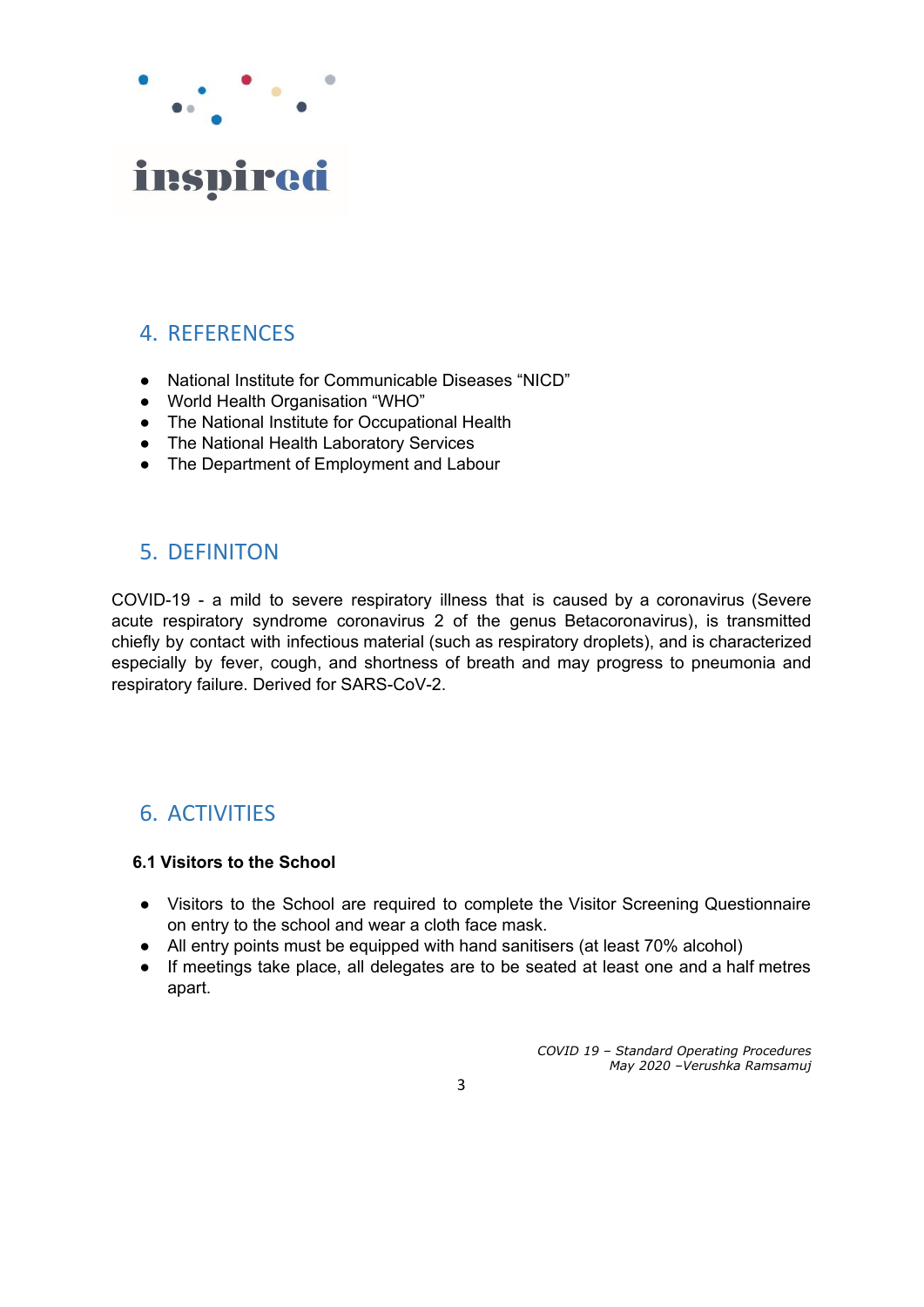## 4. REFERENCES

- National Institute for Communicable Diseases "NICD"
- World Health Organisation "WHO"
- The National Institute for Occupational Health
- The National Health Laboratory Services
- The Department of Employment and Labour

## 5. DEFINITON

COVID-19 - a mild to severe respiratory illness that is caused by a coronavirus (Severe acute respiratory syndrome coronavirus 2 of the genus Betacoronavirus), is transmitted chiefly by contact with infectious material (such as respiratory droplets), and is characterized especially by fever, cough, and shortness of breath and may progress to pneumonia and respiratory failure. Derived for SARS-CoV-2.

## 6. ACTIVITIES

**6.1 Visitors to the School**

- Visitors to the School are required to complete the Visitor Screening Questionnaire on entry to the school and wear a cloth face mask.
- All entry points must be equipped with hand sanitisers (at least 70% alcohol)
- If meetings take place, all delegates are to be seated at least one and a half metres apart.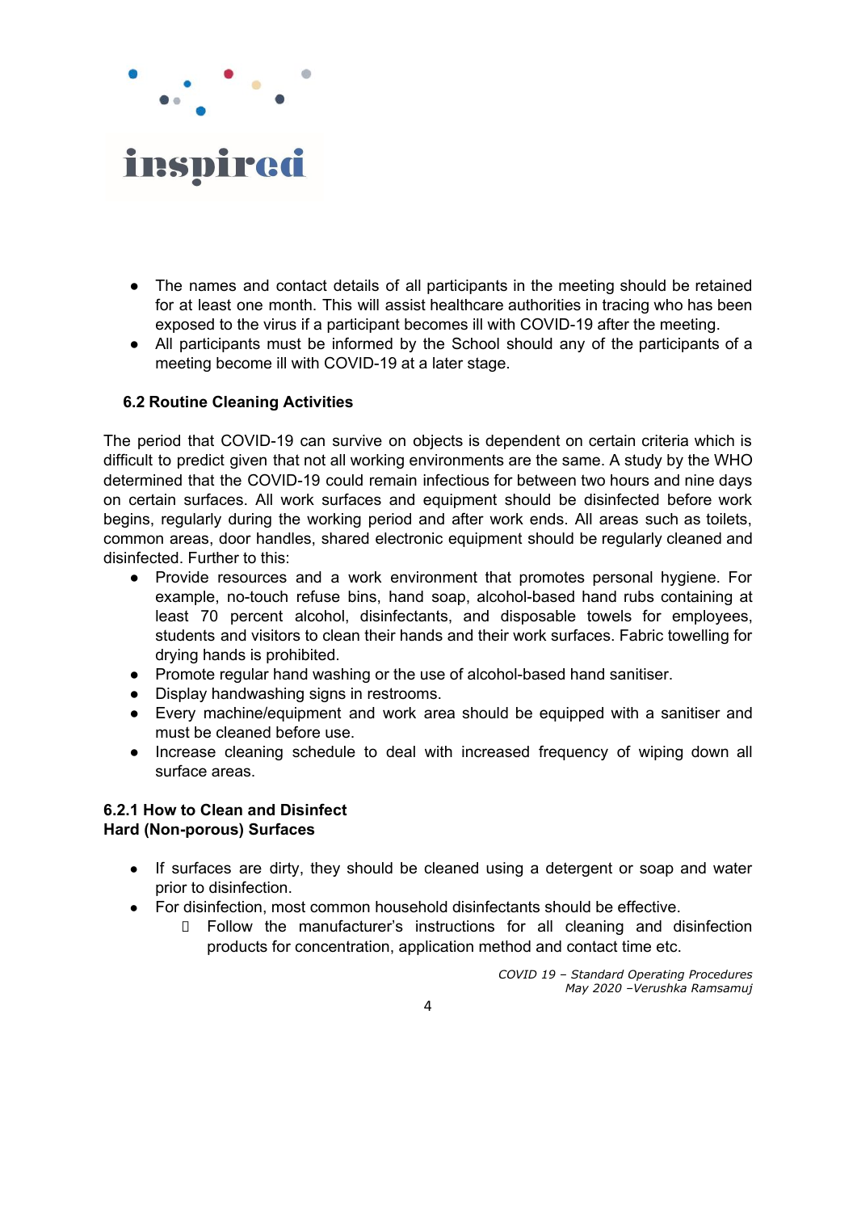- The names and contact details of all participants in the meeting should be retained for at least one month. This will assist healthcare authorities in tracing who has been exposed to the virus if a participant becomes ill with COVID-19 after the meeting.
- All participants must be informed by the School should any of the participants of a meeting become ill with COVID-19 at a later stage.

### 6.2 Routine Cleaning Activities

The period that COVID-19 can survive on objects is dependent on certain criteria which is difficult to predict given that not all working environments are the same. A study by the WHO determined that the COVID-19 could remain infectious for between two hours and nine days on certain surfaces. All work surfaces and equipment should be disinfected before work begins, regularly during the working period and after work ends. All areas such as toilets, common areas, door handles, shared electronic equipment should be regularly cleaned and disinfected. Further to this:

- Provide resources and a work environment that promotes personal hygiene. For example, no-touch refuse bins, hand soap, alcohol-based hand rubs containing at least 70 percent alcohol, disinfectants, and disposable towels for employees, students and visitors to clean their hands and their work surfaces. Fabric towelling for drying hands is prohibited.
- Promote regular hand washing or the use of alcohol-based hand sanitiser.
- Display handwashing signs in restrooms.
- Every machine/equipment and work area should be equipped with a sanitiser and must be cleaned before use.
- Increase cleaning schedule to deal with increased frequency of wiping down all surface areas.

#### 6.2.1 How to Clean and Disinfect Hard (Non-porous) Surfaces

- If surfaces are dirty, they should be cleaned using a detergent or soap and water prior to disinfection.
- For disinfection, most common household disinfectants should be effective.
  - Follow the manufacturer's instructions for all cleaning and disinfection products for concentration, application method and contact time etc.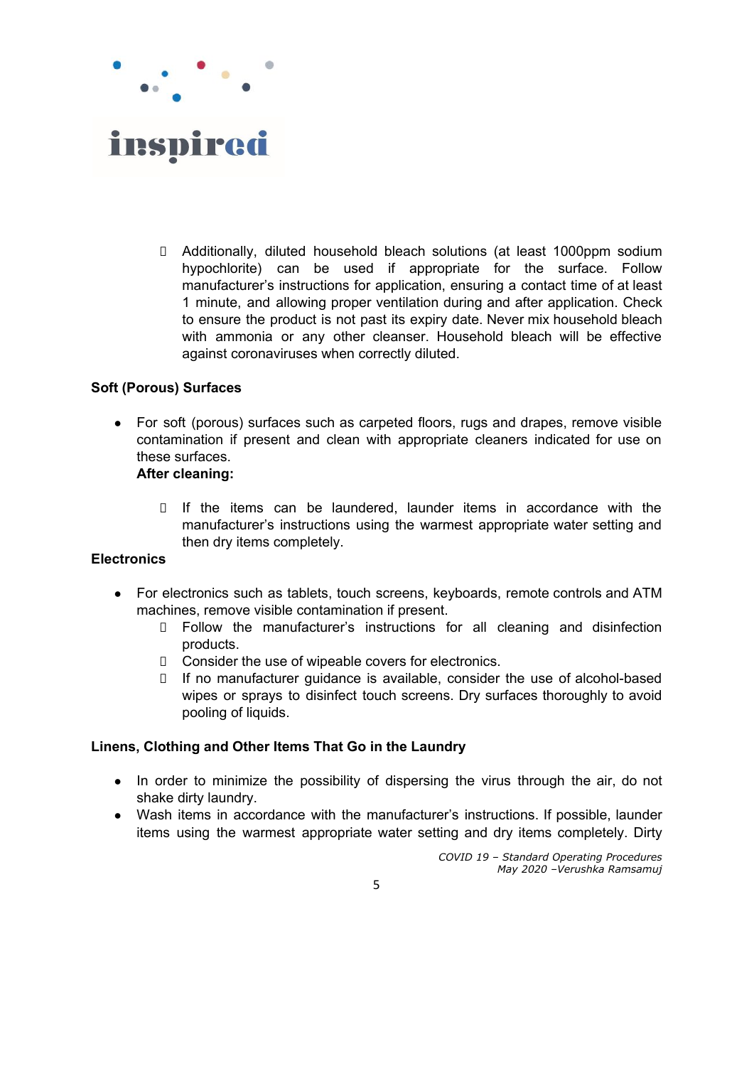- Additionally, diluted household bleach solutions (at least 1000ppm sodium hypochlorite) can be used if appropriate for the surface. Follow manufacturer's instructions for application, ensuring a contact time of at least 1 minute, and allowing proper ventilation during and after application. Check to ensure the product is not past its expiry date. Never mix household bleach with ammonia or any other cleanser. Household bleach will be effective against coronaviruses when correctly diluted.

**Soft (Porous) Surfaces**

- For soft (porous) surfaces such as carpeted floors, rugs and drapes, remove visible contamination if present and clean with appropriate cleaners indicated for use on these surfaces.
  **After cleaning:**
  - If the items can be laundered, launder items in accordance with the manufacturer's instructions using the warmest appropriate water setting and then dry items completely.

**Electronics**

- For electronics such as tablets, touch screens, keyboards, remote controls and ATM machines, remove visible contamination if present.
  - Follow the manufacturer's instructions for all cleaning and disinfection products.
  - Consider the use of wipeable covers for electronics.
  - If no manufacturer guidance is available, consider the use of alcohol-based wipes or sprays to disinfect touch screens. Dry surfaces thoroughly to avoid pooling of liquids.

**Linens, Clothing and Other Items That Go in the Laundry**

- In order to minimize the possibility of dispersing the virus through the air, do not shake dirty laundry.
- Wash items in accordance with the manufacturer's instructions. If possible, launder items using the warmest appropriate water setting and dry items completely. Dirty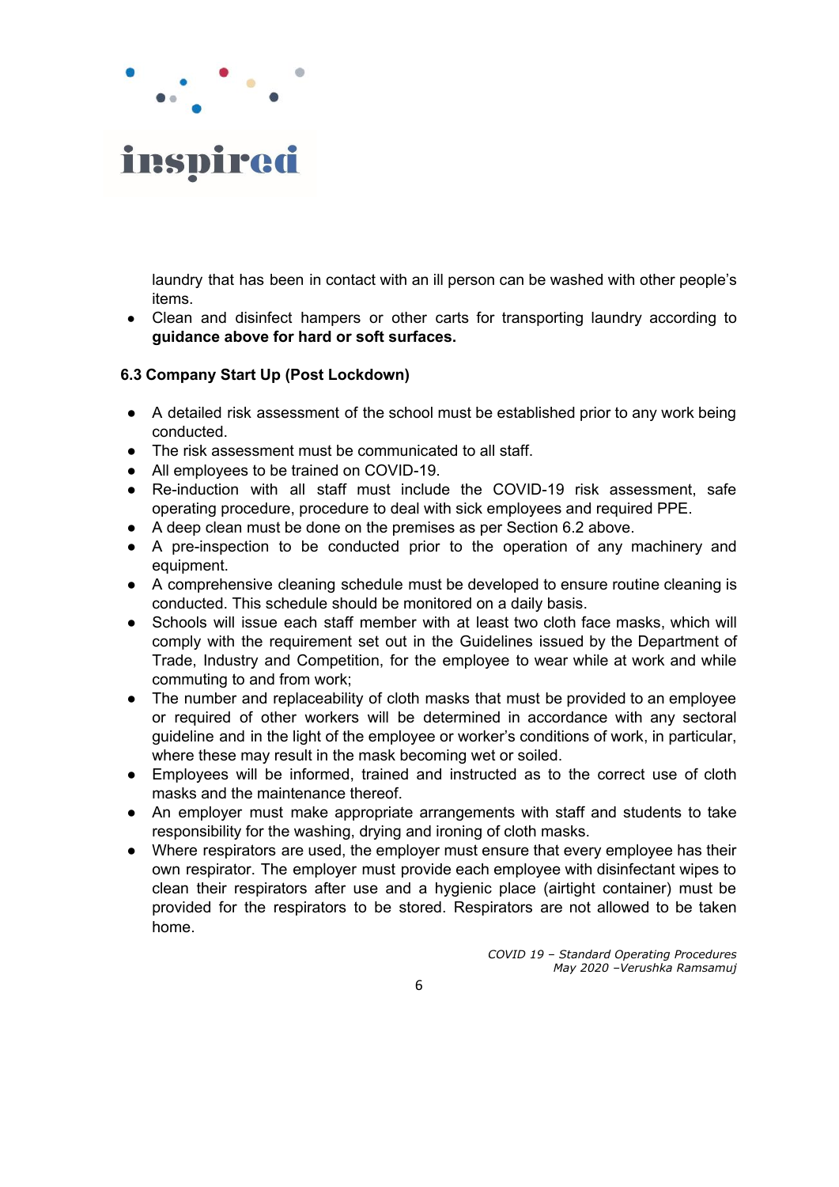laundry that has been in contact with an ill person can be washed with other people's items.

- Clean and disinfect hampers or other carts for transporting laundry according to **guidance above for hard or soft surfaces.**

### 6.3 Company Start Up (Post Lockdown)

- A detailed risk assessment of the school must be established prior to any work being conducted.
- The risk assessment must be communicated to all staff.
- All employees to be trained on COVID-19.
- Re-induction with all staff must include the COVID-19 risk assessment, safe operating procedure, procedure to deal with sick employees and required PPE.
- A deep clean must be done on the premises as per Section 6.2 above.
- A pre-inspection to be conducted prior to the operation of any machinery and equipment.
- A comprehensive cleaning schedule must be developed to ensure routine cleaning is conducted. This schedule should be monitored on a daily basis.
- Schools will issue each staff member with at least two cloth face masks, which will comply with the requirement set out in the Guidelines issued by the Department of Trade, Industry and Competition, for the employee to wear while at work and while commuting to and from work;
- The number and replaceability of cloth masks that must be provided to an employee or required of other workers will be determined in accordance with any sectoral guideline and in the light of the employee or worker's conditions of work, in particular, where these may result in the mask becoming wet or soiled.
- Employees will be informed, trained and instructed as to the correct use of cloth masks and the maintenance thereof.
- An employer must make appropriate arrangements with staff and students to take responsibility for the washing, drying and ironing of cloth masks.
- Where respirators are used, the employer must ensure that every employee has their own respirator. The employer must provide each employee with disinfectant wipes to clean their respirators after use and a hygienic place (airtight container) must be provided for the respirators to be stored. Respirators are not allowed to be taken home.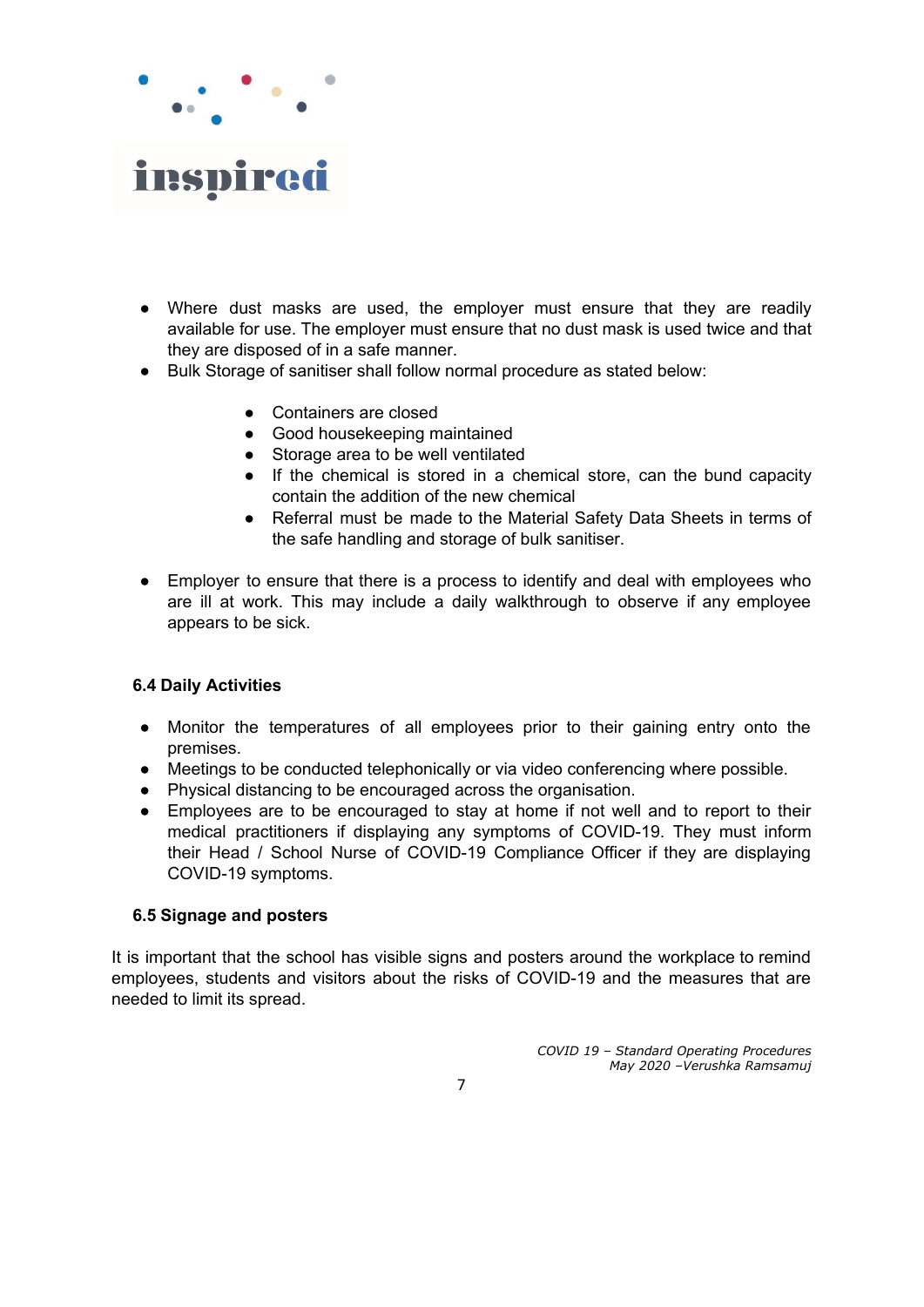- Where dust masks are used, the employer must ensure that they are readily available for use. The employer must ensure that no dust mask is used twice and that they are disposed of in a safe manner.
- Bulk Storage of sanitiser shall follow normal procedure as stated below:
    - Containers are closed
    - Good housekeeping maintained
    - Storage area to be well ventilated
    - If the chemical is stored in a chemical store, can the bund capacity contain the addition of the new chemical
    - Referral must be made to the Material Safety Data Sheets in terms of the safe handling and storage of bulk sanitiser.
- Employer to ensure that there is a process to identify and deal with employees who are ill at work. This may include a daily walkthrough to observe if any employee appears to be sick.

### 6.4 Daily Activities

- Monitor the temperatures of all employees prior to their gaining entry onto the premises.
- Meetings to be conducted telephonically or via video conferencing where possible.
- Physical distancing to be encouraged across the organisation.
- Employees are to be encouraged to stay at home if not well and to report to their medical practitioners if displaying any symptoms of COVID-19. They must inform their Head / School Nurse of COVID-19 Compliance Officer if they are displaying COVID-19 symptoms.

### 6.5 Signage and posters

It is important that the school has visible signs and posters around the workplace to remind employees, students and visitors about the risks of COVID-19 and the measures that are needed to limit its spread.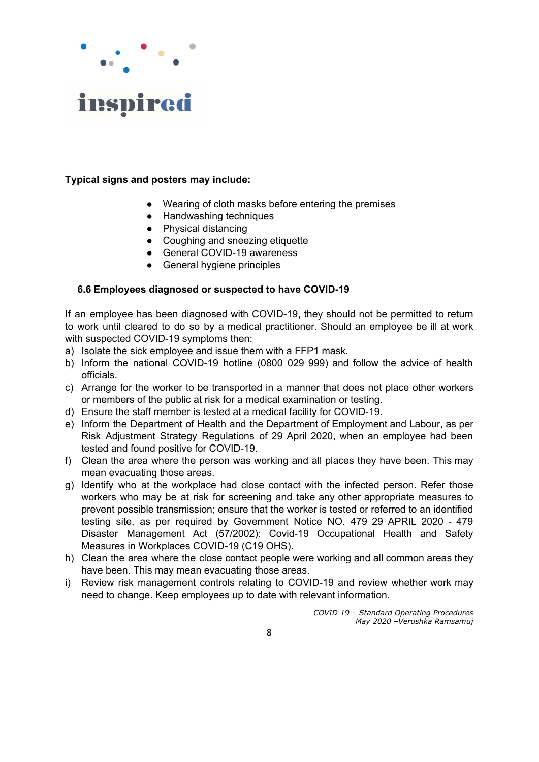**Typical signs and posters may include:**

- Wearing of cloth masks before entering the premises
- Handwashing techniques
- Physical distancing
- Coughing and sneezing etiquette
- General COVID-19 awareness
- General hygiene principles

### 6.6 Employees diagnosed or suspected to have COVID-19

If an employee has been diagnosed with COVID-19, they should not be permitted to return to work until cleared to do so by a medical practitioner. Should an employee be ill at work with suspected COVID-19 symptoms then:

a) Isolate the sick employee and issue them with a FFP1 mask.
b) Inform the national COVID-19 hotline (0800 029 999) and follow the advice of health officials.
c) Arrange for the worker to be transported in a manner that does not place other workers or members of the public at risk for a medical examination or testing.
d) Ensure the staff member is tested at a medical facility for COVID-19.
e) Inform the Department of Health and the Department of Employment and Labour, as per Risk Adjustment Strategy Regulations of 29 April 2020, when an employee had been tested and found positive for COVID-19.
f) Clean the area where the person was working and all places they have been. This may mean evacuating those areas.
g) Identify who at the workplace had close contact with the infected person. Refer those workers who may be at risk for screening and take any other appropriate measures to prevent possible transmission; ensure that the worker is tested or referred to an identified testing site, as per required by Government Notice NO. 479 29 APRIL 2020 - 479 Disaster Management Act (57/2002): Covid-19 Occupational Health and Safety Measures in Workplaces COVID-19 (C19 OHS).
h) Clean the area where the close contact people were working and all common areas they have been. This may mean evacuating those areas.
i) Review risk management controls relating to COVID-19 and review whether work may need to change. Keep employees up to date with relevant information.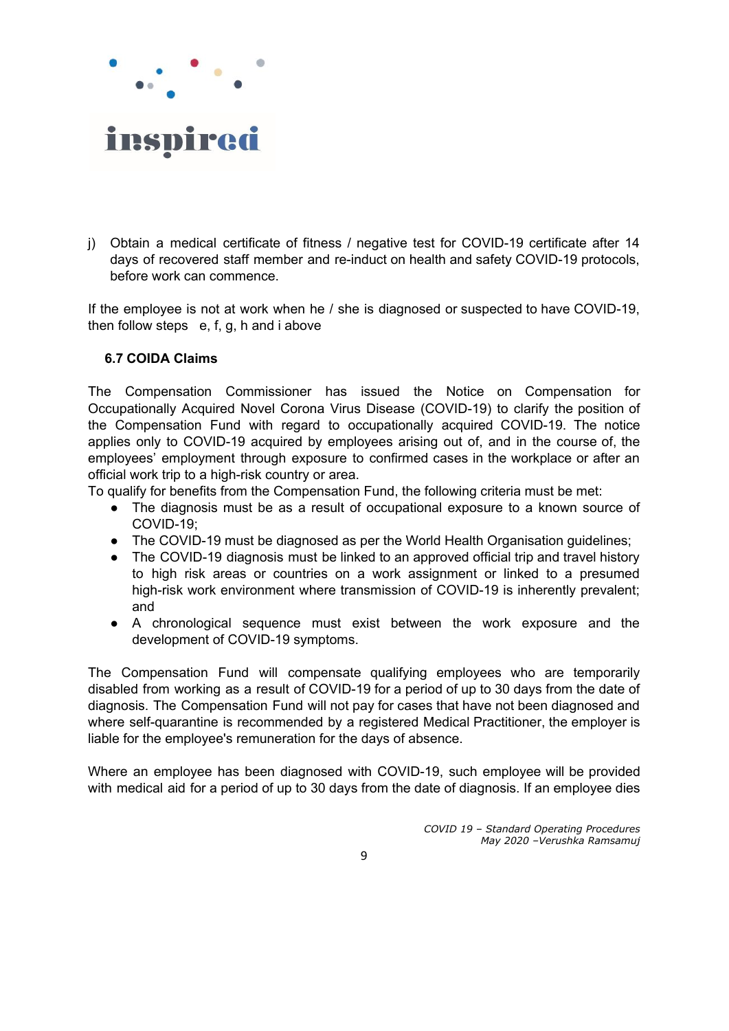j) Obtain a medical certificate of fitness / negative test for COVID-19 certificate after 14 days of recovered staff member and re-induct on health and safety COVID-19 protocols, before work can commence.

If the employee is not at work when he / she is diagnosed or suspected to have COVID-19, then follow steps e, f, g, h and i above

### 6.7 COIDA Claims

The Compensation Commissioner has issued the Notice on Compensation for Occupationally Acquired Novel Corona Virus Disease (COVID-19) to clarify the position of the Compensation Fund with regard to occupationally acquired COVID-19. The notice applies only to COVID-19 acquired by employees arising out of, and in the course of, the employees' employment through exposure to confirmed cases in the workplace or after an official work trip to a high-risk country or area.

To qualify for benefits from the Compensation Fund, the following criteria must be met:

- The diagnosis must be as a result of occupational exposure to a known source of COVID-19;
- The COVID-19 must be diagnosed as per the World Health Organisation guidelines;
- The COVID-19 diagnosis must be linked to an approved official trip and travel history to high risk areas or countries on a work assignment or linked to a presumed high-risk work environment where transmission of COVID-19 is inherently prevalent; and
- A chronological sequence must exist between the work exposure and the development of COVID-19 symptoms.

The Compensation Fund will compensate qualifying employees who are temporarily disabled from working as a result of COVID-19 for a period of up to 30 days from the date of diagnosis. The Compensation Fund will not pay for cases that have not been diagnosed and where self-quarantine is recommended by a registered Medical Practitioner, the employer is liable for the employee's remuneration for the days of absence.

Where an employee has been diagnosed with COVID-19, such employee will be provided with medical aid for a period of up to 30 days from the date of diagnosis. If an employee dies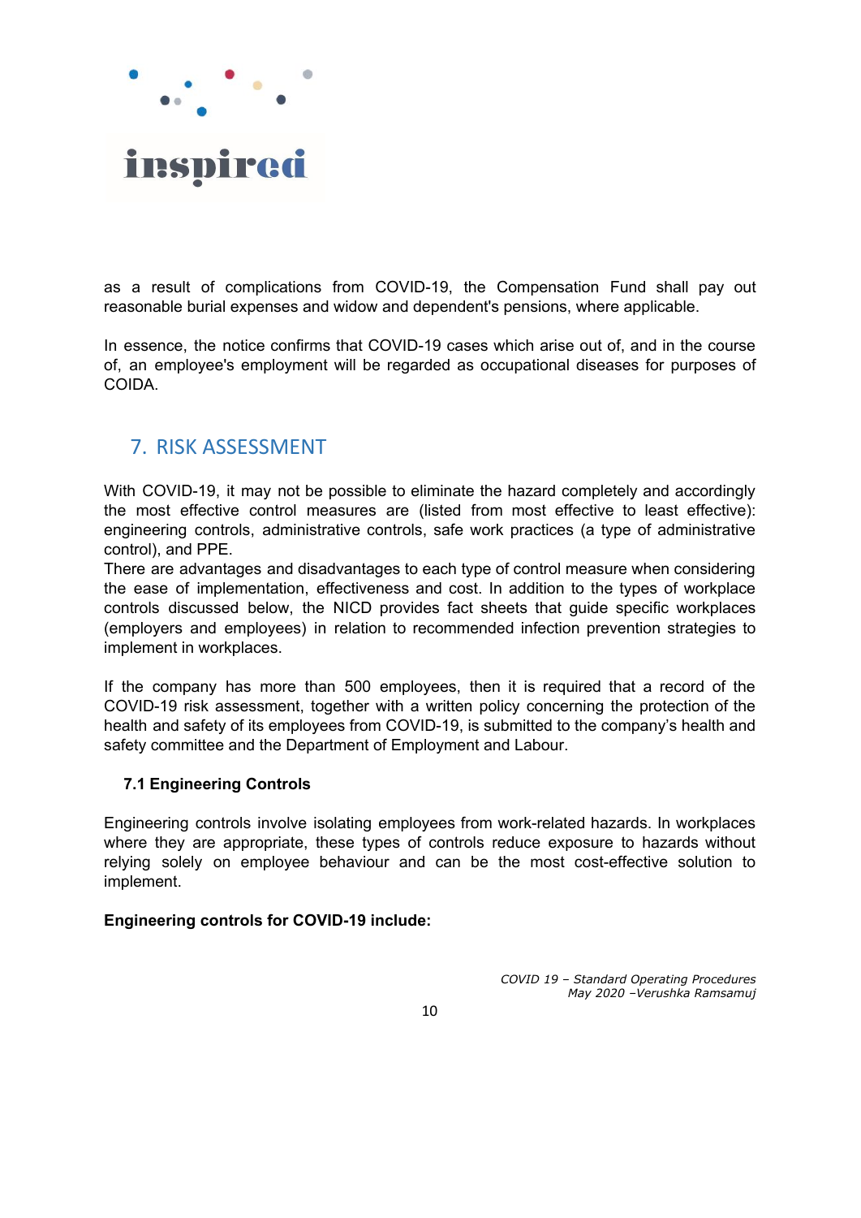as a result of complications from COVID-19, the Compensation Fund shall pay out reasonable burial expenses and widow and dependent's pensions, where applicable.

In essence, the notice confirms that COVID-19 cases which arise out of, and in the course of, an employee's employment will be regarded as occupational diseases for purposes of COIDA.

## 7. RISK ASSESSMENT

With COVID-19, it may not be possible to eliminate the hazard completely and accordingly the most effective control measures are (listed from most effective to least effective): engineering controls, administrative controls, safe work practices (a type of administrative control), and PPE.
There are advantages and disadvantages to each type of control measure when considering the ease of implementation, effectiveness and cost. In addition to the types of workplace controls discussed below, the NICD provides fact sheets that guide specific workplaces (employers and employees) in relation to recommended infection prevention strategies to implement in workplaces.

If the company has more than 500 employees, then it is required that a record of the COVID-19 risk assessment, together with a written policy concerning the protection of the health and safety of its employees from COVID-19, is submitted to the company's health and safety committee and the Department of Employment and Labour.

### 7.1 Engineering Controls

Engineering controls involve isolating employees from work-related hazards. In workplaces where they are appropriate, these types of controls reduce exposure to hazards without relying solely on employee behaviour and can be the most cost-effective solution to implement.

**Engineering controls for COVID-19 include:**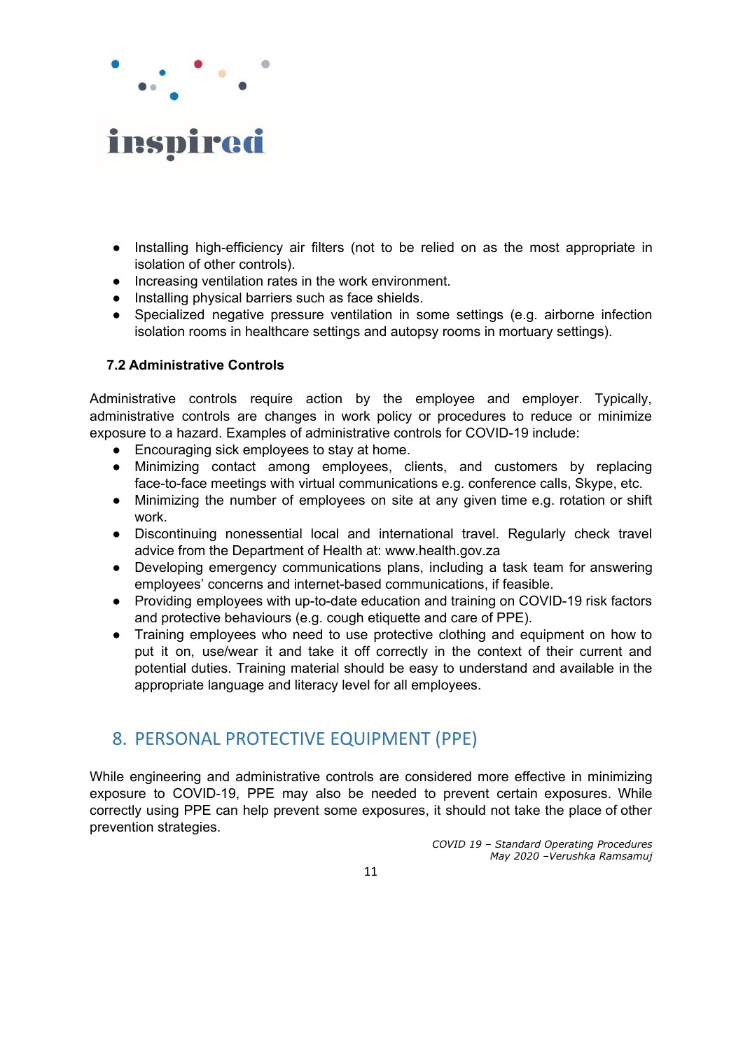- Installing high-efficiency air filters (not to be relied on as the most appropriate in isolation of other controls).
- Increasing ventilation rates in the work environment.
- Installing physical barriers such as face shields.
- Specialized negative pressure ventilation in some settings (e.g. airborne infection isolation rooms in healthcare settings and autopsy rooms in mortuary settings).

### 7.2 Administrative Controls

Administrative controls require action by the employee and employer. Typically, administrative controls are changes in work policy or procedures to reduce or minimize exposure to a hazard. Examples of administrative controls for COVID-19 include:

- Encouraging sick employees to stay at home.
- Minimizing contact among employees, clients, and customers by replacing face-to-face meetings with virtual communications e.g. conference calls, Skype, etc.
- Minimizing the number of employees on site at any given time e.g. rotation or shift work.
- Discontinuing nonessential local and international travel. Regularly check travel advice from the Department of Health at: www.health.gov.za
- Developing emergency communications plans, including a task team for answering employees' concerns and internet-based communications, if feasible.
- Providing employees with up-to-date education and training on COVID-19 risk factors and protective behaviours (e.g. cough etiquette and care of PPE).
- Training employees who need to use protective clothing and equipment on how to put it on, use/wear it and take it off correctly in the context of their current and potential duties. Training material should be easy to understand and available in the appropriate language and literacy level for all employees.

## 8. PERSONAL PROTECTIVE EQUIPMENT (PPE)

While engineering and administrative controls are considered more effective in minimizing exposure to COVID-19, PPE may also be needed to prevent certain exposures. While correctly using PPE can help prevent some exposures, it should not take the place of other prevention strategies.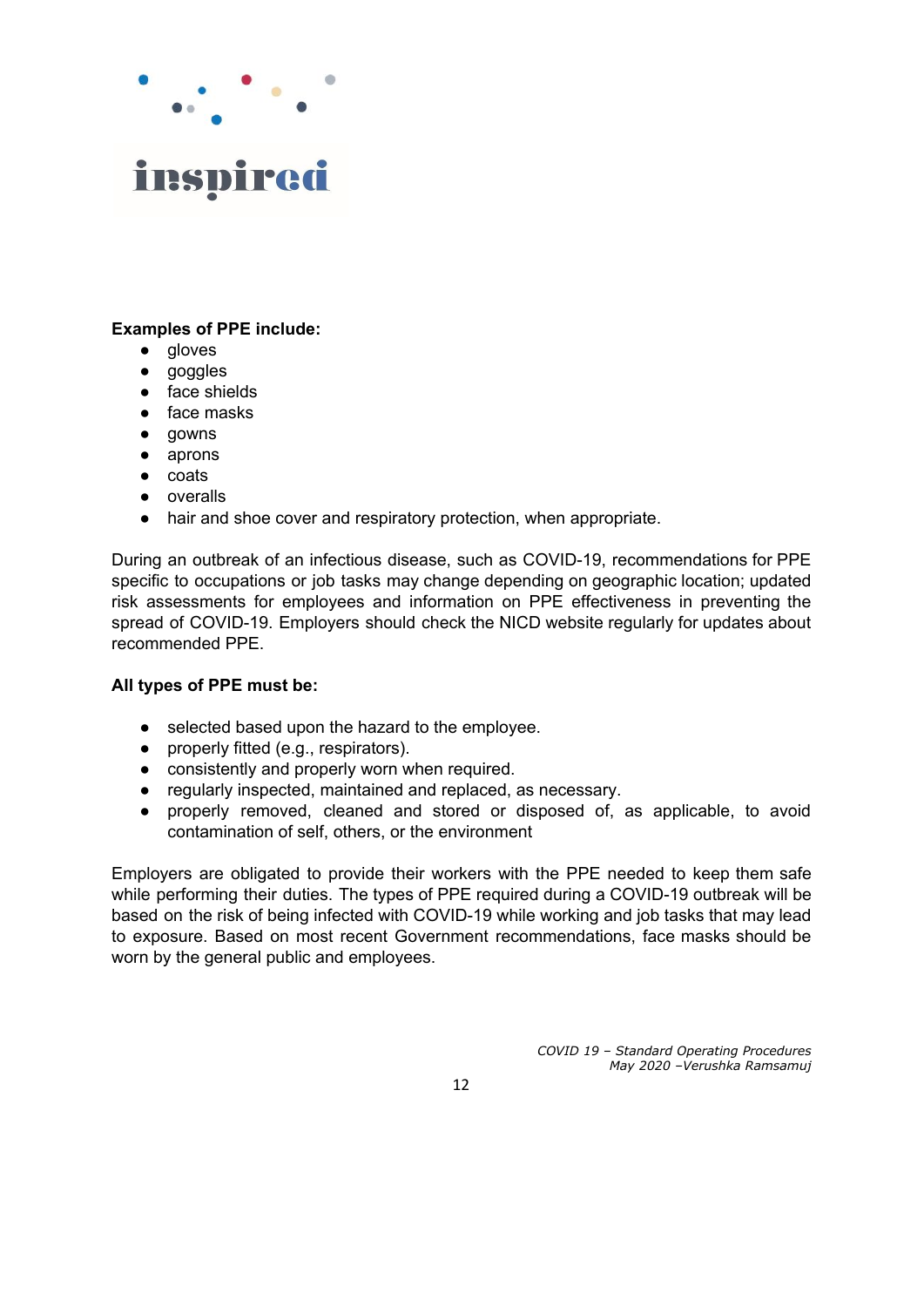**Examples of PPE include:**

- gloves
- goggles
- face shields
- face masks
- gowns
- aprons
- coats
- overalls
- hair and shoe cover and respiratory protection, when appropriate.

During an outbreak of an infectious disease, such as COVID-19, recommendations for PPE specific to occupations or job tasks may change depending on geographic location; updated risk assessments for employees and information on PPE effectiveness in preventing the spread of COVID-19. Employers should check the NICD website regularly for updates about recommended PPE.

**All types of PPE must be:**

- selected based upon the hazard to the employee.
- properly fitted (e.g., respirators).
- consistently and properly worn when required.
- regularly inspected, maintained and replaced, as necessary.
- properly removed, cleaned and stored or disposed of, as applicable, to avoid contamination of self, others, or the environment

Employers are obligated to provide their workers with the PPE needed to keep them safe while performing their duties. The types of PPE required during a COVID-19 outbreak will be based on the risk of being infected with COVID-19 while working and job tasks that may lead to exposure. Based on most recent Government recommendations, face masks should be worn by the general public and employees.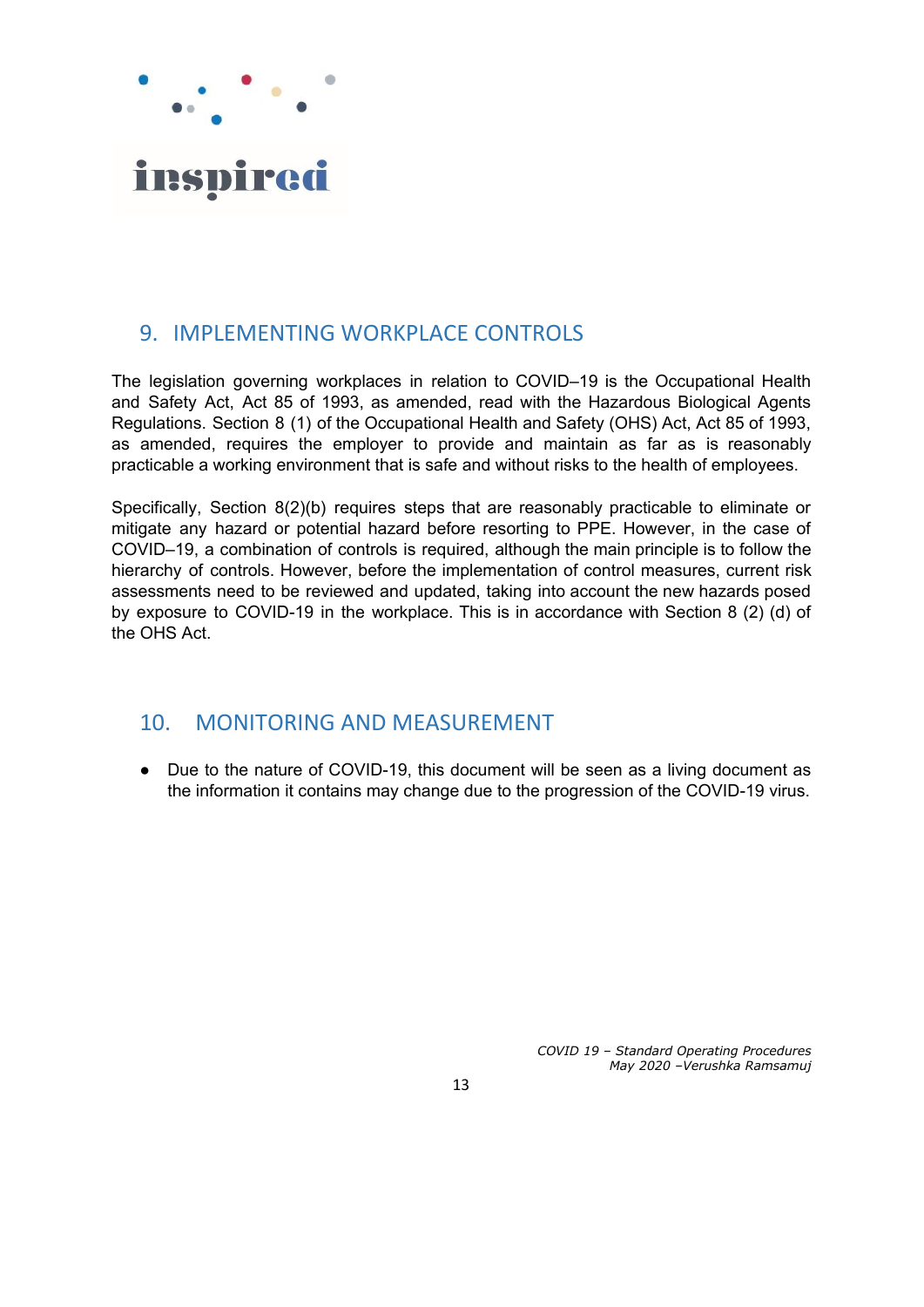## 9. IMPLEMENTING WORKPLACE CONTROLS

The legislation governing workplaces in relation to COVID–19 is the Occupational Health and Safety Act, Act 85 of 1993, as amended, read with the Hazardous Biological Agents Regulations. Section 8 (1) of the Occupational Health and Safety (OHS) Act, Act 85 of 1993, as amended, requires the employer to provide and maintain as far as is reasonably practicable a working environment that is safe and without risks to the health of employees.

Specifically, Section 8(2)(b) requires steps that are reasonably practicable to eliminate or mitigate any hazard or potential hazard before resorting to PPE. However, in the case of COVID–19, a combination of controls is required, although the main principle is to follow the hierarchy of controls. However, before the implementation of control measures, current risk assessments need to be reviewed and updated, taking into account the new hazards posed by exposure to COVID-19 in the workplace. This is in accordance with Section 8 (2) (d) of the OHS Act.

## 10. MONITORING AND MEASUREMENT

- Due to the nature of COVID-19, this document will be seen as a living document as the information it contains may change due to the progression of the COVID-19 virus.